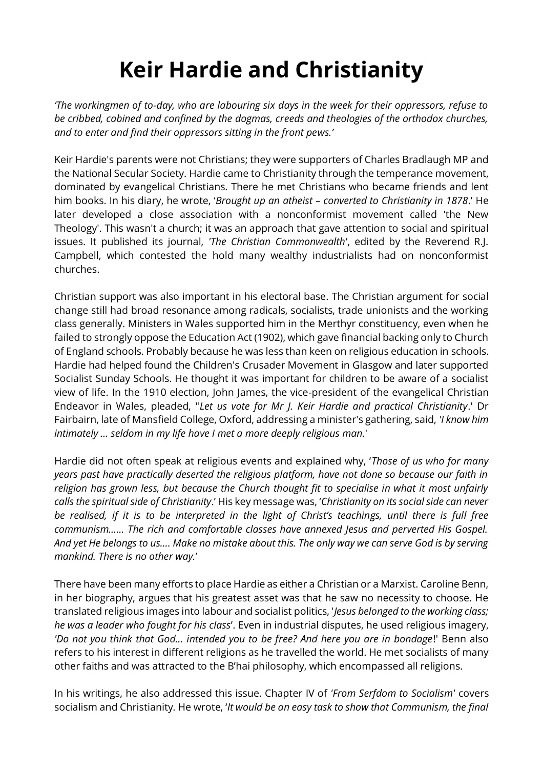# Keir Hardie and Christianity

*'The workingmen of to-day, who are labouring six days in the week for their oppressors, refuse to be cribbed, cabined and confined by the dogmas, creeds and theologies of the orthodox churches, and to enter and find their oppressors sitting in the front pews.'*

Keir Hardie's parents were not Christians; they were supporters of Charles Bradlaugh MP and the National Secular Society. Hardie came to Christianity through the temperance movement, dominated by evangelical Christians. There he met Christians who became friends and lent him books. In his diary, he wrote, '*Brought up an atheist – converted to Christianity in 1878*.' He later developed a close association with a nonconformist movement called 'the New Theology'. This wasn't a church; it was an approach that gave attention to social and spiritual issues. It published its journal, *'The Christian Commonwealth'*, edited by the Reverend R.J. Campbell, which contested the hold many wealthy industrialists had on nonconformist churches.

Christian support was also important in his electoral base. The Christian argument for social change still had broad resonance among radicals, socialists, trade unionists and the working class generally. Ministers in Wales supported him in the Merthyr constituency, even when he failed to strongly oppose the Education Act (1902), which gave financial backing only to Church of England schools. Probably because he was less than keen on religious education in schools. Hardie had helped found the Children's Crusader Movement in Glasgow and later supported Socialist Sunday Schools. He thought it was important for children to be aware of a socialist view of life. In the 1910 election, John James, the vice-president of the evangelical Christian Endeavor in Wales, pleaded, "*Let us vote for Mr J. Keir Hardie and practical Christianity*.' Dr Fairbairn, late of Mansfield College, Oxford, addressing a minister's gathering, said, *'I know him intimately ... seldom in my life have I met a more deeply religious man.*'

Hardie did not often speak at religious events and explained why, '*Those of us who for many years past have practically deserted the religious platform, have not done so because our faith in religion has grown less, but because the Church thought fit to specialise in what it most unfairly calls the spiritual side of Christianity*.' His key message was, '*Christianity on its social side can never be realised, if it is to be interpreted in the light of Christ's teachings, until there is full free communism...... The rich and comfortable classes have annexed Jesus and perverted His Gospel. And yet He belongs to us.... Make no mistake about this. The only way we can serve God is by serving mankind. There is no other way.*'

There have been many efforts to place Hardie as either a Christian or a Marxist. Caroline Benn, in her biography, argues that his greatest asset was that he saw no necessity to choose. He translated religious images into labour and socialist politics, '*Jesus belonged to the working class; he was a leader who fought for his class*'. Even in industrial disputes, he used religious imagery, *'Do not you think that God... intended you to be free? And here you are in bondage*!' Benn also refers to his interest in different religions as he travelled the world. He met socialists of many other faiths and was attracted to the B'hai philosophy, which encompassed all religions.

In his writings, he also addressed this issue. Chapter IV of *'From Serfdom to Socialism'* covers socialism and Christianity. He wrote, '*It would be an easy task to show that Communism, the final*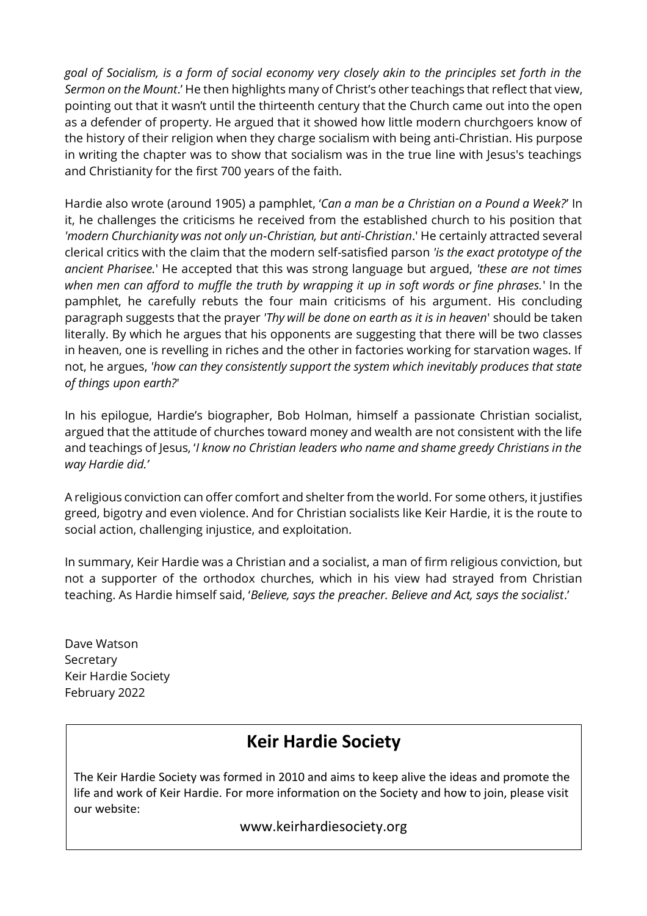*goal of Socialism, is a form of social economy very closely akin to the principles set forth in the Sermon on the Mount*.' He then highlights many of Christ's other teachings that reflect that view, pointing out that it wasn't until the thirteenth century that the Church came out into the open as a defender of property. He argued that it showed how little modern churchgoers know of the history of their religion when they charge socialism with being anti-Christian. His purpose in writing the chapter was to show that socialism was in the true line with Jesus's teachings and Christianity for the first 700 years of the faith.

Hardie also wrote (around 1905) a pamphlet, '*Can a man be a Christian on a Pound a Week?*' In it, he challenges the criticisms he received from the established church to his position that *'modern Churchianity was not only un-Christian, but anti-Christian*.' He certainly attracted several clerical critics with the claim that the modern self-satisfied parson *'is the exact prototype of the ancient Pharisee.*' He accepted that this was strong language but argued, *'these are not times when men can afford to muffle the truth by wrapping it up in soft words or fine phrases.*' In the pamphlet, he carefully rebuts the four main criticisms of his argument. His concluding paragraph suggests that the prayer *'Thy will be done on earth as it is in heaven*' should be taken literally. By which he argues that his opponents are suggesting that there will be two classes in heaven, one is revelling in riches and the other in factories working for starvation wages. If not, he argues, *'how can they consistently support the system which inevitably produces that state of things upon earth?*'

In his epilogue, Hardie's biographer, Bob Holman, himself a passionate Christian socialist, argued that the attitude of churches toward money and wealth are not consistent with the life and teachings of Jesus, '*I know no Christian leaders who name and shame greedy Christians in the way Hardie did.'*

A religious conviction can offer comfort and shelter from the world. For some others, it justifies greed, bigotry and even violence. And for Christian socialists like Keir Hardie, it is the route to social action, challenging injustice, and exploitation.

In summary, Keir Hardie was a Christian and a socialist, a man of firm religious conviction, but not a supporter of the orthodox churches, which in his view had strayed from Christian teaching. As Hardie himself said, '*Believe, says the preacher. Believe and Act, says the socialist*.'

Dave Watson
Secretary
Keir Hardie Society
February 2022

## Keir Hardie Society

The Keir Hardie Society was formed in 2010 and aims to keep alive the ideas and promote the life and work of Keir Hardie. For more information on the Society and how to join, please visit our website:

www.keirhardiesociety.org